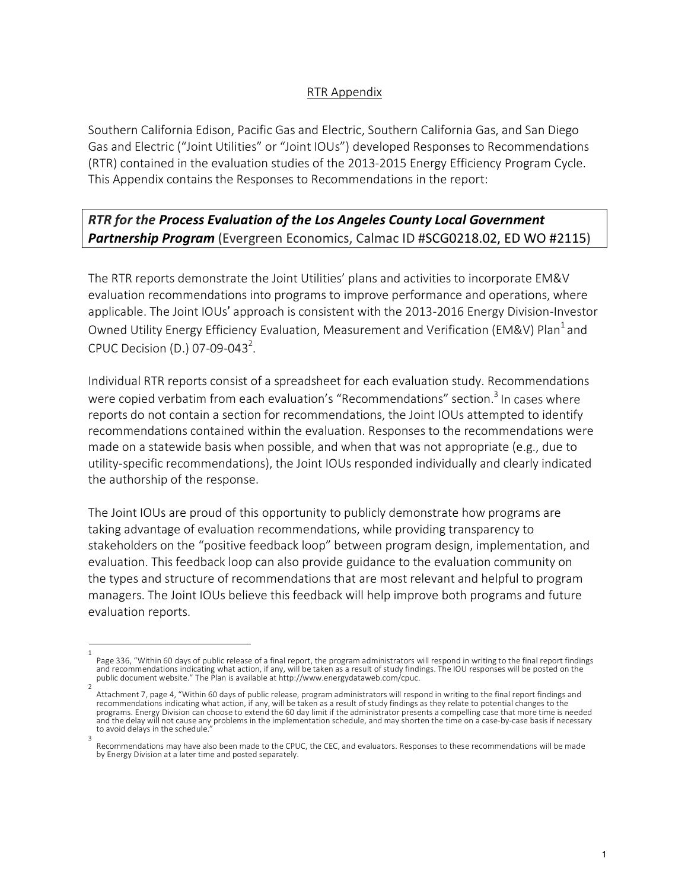RTR Appendix

Southern California Edison, Pacific Gas and Electric, Southern California Gas, and San Diego Gas and Electric ("Joint Utilities" or "Joint IOUs") developed Responses to Recommendations (RTR) contained in the evaluation studies of the 2013-2015 Energy Efficiency Program Cycle. This Appendix contains the Responses to Recommendations in the report:

***RTR for the Process Evaluation of the Los Angeles County Local Government Partnership Program*** (Evergreen Economics, Calmac ID #SCG0218.02, ED WO #2115)

The RTR reports demonstrate the Joint Utilities' plans and activities to incorporate EM&V evaluation recommendations into programs to improve performance and operations, where applicable. The Joint IOUs' approach is consistent with the 2013-2016 Energy Division-Investor Owned Utility Energy Efficiency Evaluation, Measurement and Verification (EM&V) Plan[1] and CPUC Decision (D.) 07-09-043[2].

Individual RTR reports consist of a spreadsheet for each evaluation study. Recommendations were copied verbatim from each evaluation's "Recommendations" section.[3] In cases where reports do not contain a section for recommendations, the Joint IOUs attempted to identify recommendations contained within the evaluation. Responses to the recommendations were made on a statewide basis when possible, and when that was not appropriate (e.g., due to utility-specific recommendations), the Joint IOUs responded individually and clearly indicated the authorship of the response.

The Joint IOUs are proud of this opportunity to publicly demonstrate how programs are taking advantage of evaluation recommendations, while providing transparency to stakeholders on the "positive feedback loop" between program design, implementation, and evaluation. This feedback loop can also provide guidance to the evaluation community on the types and structure of recommendations that are most relevant and helpful to program managers. The Joint IOUs believe this feedback will help improve both programs and future evaluation reports.

---

[1] Page 336, "Within 60 days of public release of a final report, the program administrators will respond in writing to the final report findings and recommendations indicating what action, if any, will be taken as a result of study findings. The IOU responses will be posted on the public document website." The Plan is available at http://www.energydataweb.com/cpuc.

[2] Attachment 7, page 4, "Within 60 days of public release, program administrators will respond in writing to the final report findings and recommendations indicating what action, if any, will be taken as a result of study findings as they relate to potential changes to the programs. Energy Division can choose to extend the 60 day limit if the administrator presents a compelling case that more time is needed and the delay will not cause any problems in the implementation schedule, and may shorten the time on a case-by-case basis if necessary to avoid delays in the schedule."

[3] Recommendations may have also been made to the CPUC, the CEC, and evaluators. Responses to these recommendations will be made by Energy Division at a later time and posted separately.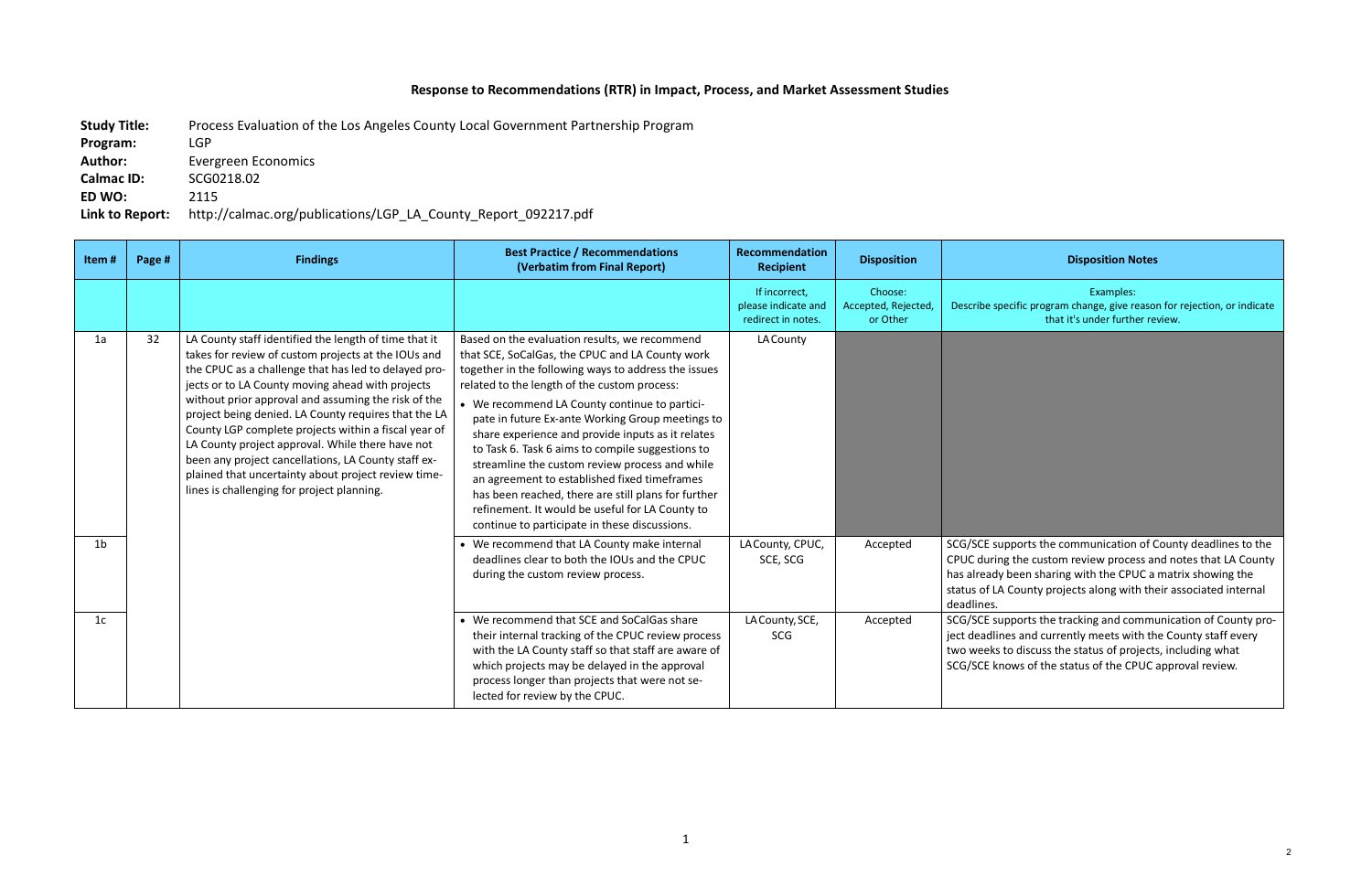## Response to Recommendations (RTR) in Impact, Process, and Market Assessment Studies

**Study Title:** Process Evaluation of the Los Angeles County Local Government Partnership Program
**Program:** LGP
**Author:** Evergreen Economics
**Calmac ID:** SCG0218.02
**ED WO:** 2115
**Link to Report:** http://calmac.org/publications/LGP_LA_County_Report_092217.pdf

| Item # | Page # | Findings | Best Practice / Recommendations (Verbatim from Final Report) | Recommendation Recipient | Disposition | Disposition Notes |
|---|---|---|---|---|---|---|
| | | | | If incorrect, please indicate and redirect in notes. | Choose: Accepted, Rejected, or Other | Examples: Describe specific program change, give reason for rejection, or indicate that it's under further review. |
| 1a | 32 | LA County staff identified the length of time that it takes for review of custom projects at the IOUs and the CPUC as a challenge that has led to delayed projects or to LA County moving ahead with projects without prior approval and assuming the risk of the project being denied. LA County requires that the LA County LGP complete projects within a fiscal year of LA County project approval. While there have not been any project cancellations, LA County staff explained that uncertainty about project review timelines is challenging for project planning. | Based on the evaluation results, we recommend that SCE, SoCalGas, the CPUC and LA County work together in the following ways to address the issues related to the length of the custom process: • We recommend LA County continue to participate in future Ex-ante Working Group meetings to share experience and provide inputs as it relates to Task 6. Task 6 aims to compile suggestions to streamline the custom review process and while an agreement to established fixed timeframes has been reached, there are still plans for further refinement. It would be useful for LA County to continue to participate in these discussions. | LA County | | |
| 1b | | | • We recommend that LA County make internal deadlines clear to both the IOUs and the CPUC during the custom review process. | LA County, CPUC, SCE, SCG | Accepted | SCG/SCE supports the communication of County deadlines to the CPUC during the custom review process and notes that LA County has already been sharing with the CPUC a matrix showing the status of LA County projects along with their associated internal deadlines. |
| 1c | | | • We recommend that SCE and SoCalGas share their internal tracking of the CPUC review process with the LA County staff so that staff are aware of which projects may be delayed in the approval process longer than projects that were not selected for review by the CPUC. | LA County, SCE, SCG | Accepted | SCG/SCE supports the tracking and communication of County project deadlines and currently meets with the County staff every two weeks to discuss the status of projects, including what SCG/SCE knows of the status of the CPUC approval review. |